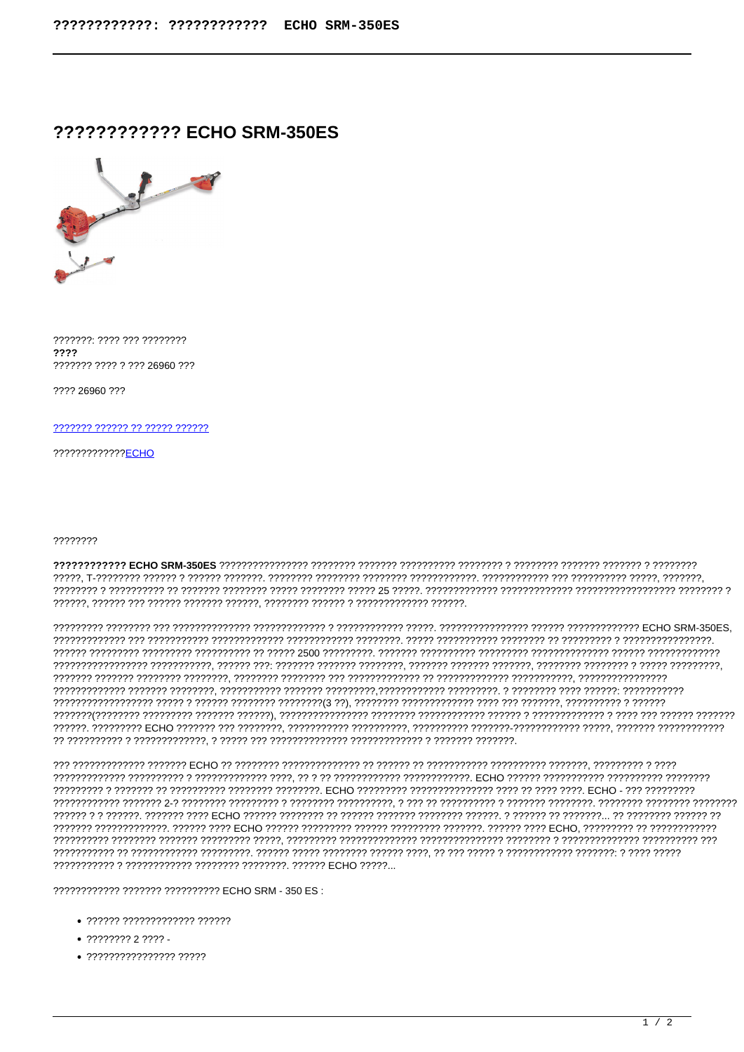# ???????????? ECHO SRM-350ES

???????: ???? ??? ????????

**????**

??????? ???? ? ??? 26960 ???

???? 26960 ???

[??????? ?????? ?? ????? ??????]()

?????????????[ECHO]()

????????

**???????????? ECHO SRM-350ES** ???????????????? ???????? ??????? ?????????? ???????? ? ???????? ??????? ??????? ? ???????? ?????, T-???????? ?????? ? ?????? ???????. ???????? ???????? ???????? ????????????. ???????????? ??? ?????????? ?????, ???????, ???????? ? ?????????? ?? ??????? ???????? ????? ???????? ????? 25 ?????. ????????????? ????????????? ?????????????????? ???????? ? ??????, ?????? ??? ?????? ??????? ??????, ???????? ?????? ? ????????????? ??????.

????????? ???????? ??? ?????????????? ????????????? ? ???????????? ?????. ???????????????? ?????? ????????????? ECHO SRM-350ES, ????????????? ??? ??????????? ????????????? ???????????? ????????. ????? ??????????? ???????? ?? ????????? ? ????????????????. ?????? ????????? ????????? ?????????? ?? ????? 2500 ?????????. ??????? ?????????? ????????? ?????????????? ?????? ?????????????? ????????????????? ???????????, ?????? ???: ??????? ??????? ????????, ??????? ??????? ???????, ???????? ???????? ? ????? ?????????, ??????? ??????? ???????? ????????, ???????? ???????? ??? ????????????? ?? ????????????? ???????????, ???????????????? ????????????? ??????? ????????, ??????????? ??????? ?????????,???????????? ?????????. ? ???????? ???? ??????: ??????????? ?????????????????? ????? ? ?????? ???????? ????????(3 ??), ???????? ????????????? ???? ??? ???????, ?????????? ? ?????? ???????(???????? ????????? ??????? ??????), ???????????????? ???????? ???????????? ?????? ? ????????????? ? ???? ??? ?????? ??????? ??????. ????????? ECHO ??????? ??? ????????, ??????????? ??????????, ?????????? ???????-???????????? ?????, ??????? ???????????? ?? ?????????? ? ?????????????, ? ????? ??? ?????????????? ????????????? ? ??????? ???????.

??? ????????????? ??????? ECHO ?? ???????? ?????????????? ?? ?????? ?? ??????????? ?????????? ???????, ????????? ? ???? ????????????? ?????????? ? ????????????? ????, ?? ? ?? ???????????? ????????????. ECHO ?????? ??????????? ?????????? ???????? ????????? ? ??????? ?? ?????????? ???????? ????????. ECHO ????????? ??????????????? ???? ?? ???? ????. ECHO - ??? ????????? ???????????? ??????? 2-? ???????? ????????? ? ???????? ??????????, ? ??? ?? ?????????? ? ??????? ????????. ???????? ???????? ???????? ?????? ? ? ??????. ??????? ???? ECHO ?????? ???????? ?? ?????? ??????? ???????? ??????. ? ?????? ?? ???????... ?? ???????? ?????? ?? ??????? ?????????????. ?????? ???? ECHO ?????? ????????? ?????? ????????? ???????. ?????? ???? ECHO, ????????? ?? ???????????? ?????????? ???????? ??????? ????????? ?????, ????????? ?????????????? ??????????????? ???????? ? ?????????????? ?????????? ??? ??????????? ?? ???????????? ?????????. ?????? ????? ???????? ?????? ????, ?? ??? ????? ? ???????????? ???????: ? ???? ????? ??????????? ? ???????????? ???????? ????????. ?????? ECHO ?????...

???????????? ??????? ?????????? ECHO SRM - 350 ES :

- ?????? ????????????? ??????
- ???????? 2 ???? -
- ???????????????? ?????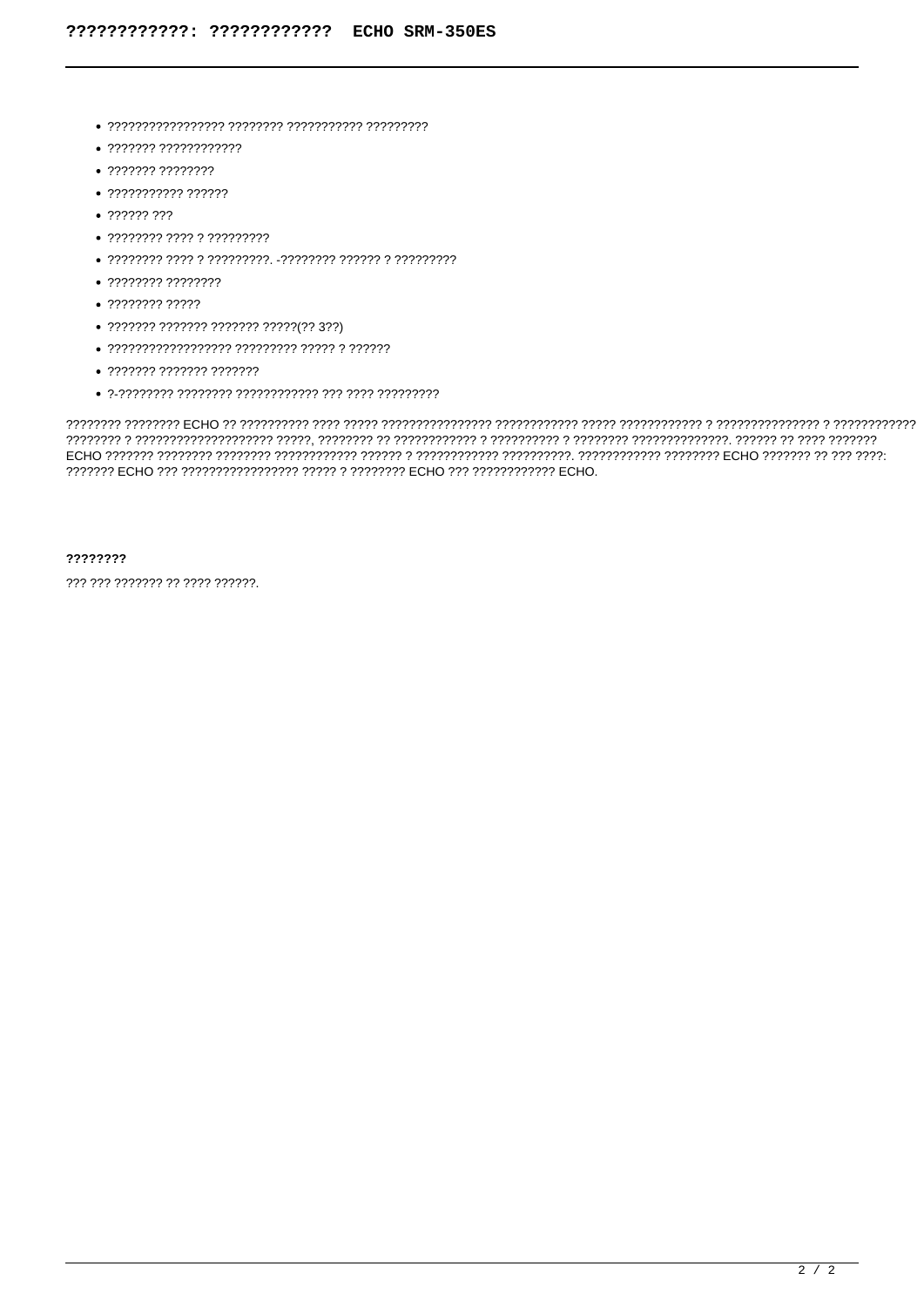- ????????????????? ???????? ??????????? ?????????
- ??????? ????????????
- ??????? ????????
- ??????????? ??????
- ?????? ???
- ???????? ???? ? ?????????
- ???????? ???? ? ?????????. -???????? ?????? ? ?????????
- ???????? ????????
- ???????? ?????
- ??????? ??????? ??????? ?????(?? 3??)
- ????????????????? ????????? ????? ? ??????
- ??????? ??????? ???????
- ?-???????? ???????? ???????????? ??? ???? ?????????

???????? ???????? ECHO ?? ?????????? ???? ????? ???????????????? ???????????? ????? ???????????? ? ??????????????? ? ???????????? ???????? ? ???????????????????? ?????, ???????? ?? ???????????? ? ?????????? ? ???????? ??????????????. ?????? ?? ???? ??????? ECHO ??????? ???????? ???????? ???????????? ?????? ? ???????????? ??????????. ???????????? ???????? ECHO ??????? ?? ??? ????: ??????? ECHO ??? ????????????????? ????? ? ???????? ECHO ??? ???????????? ECHO.

**????????**

??? ??? ??????? ?? ???? ??????.